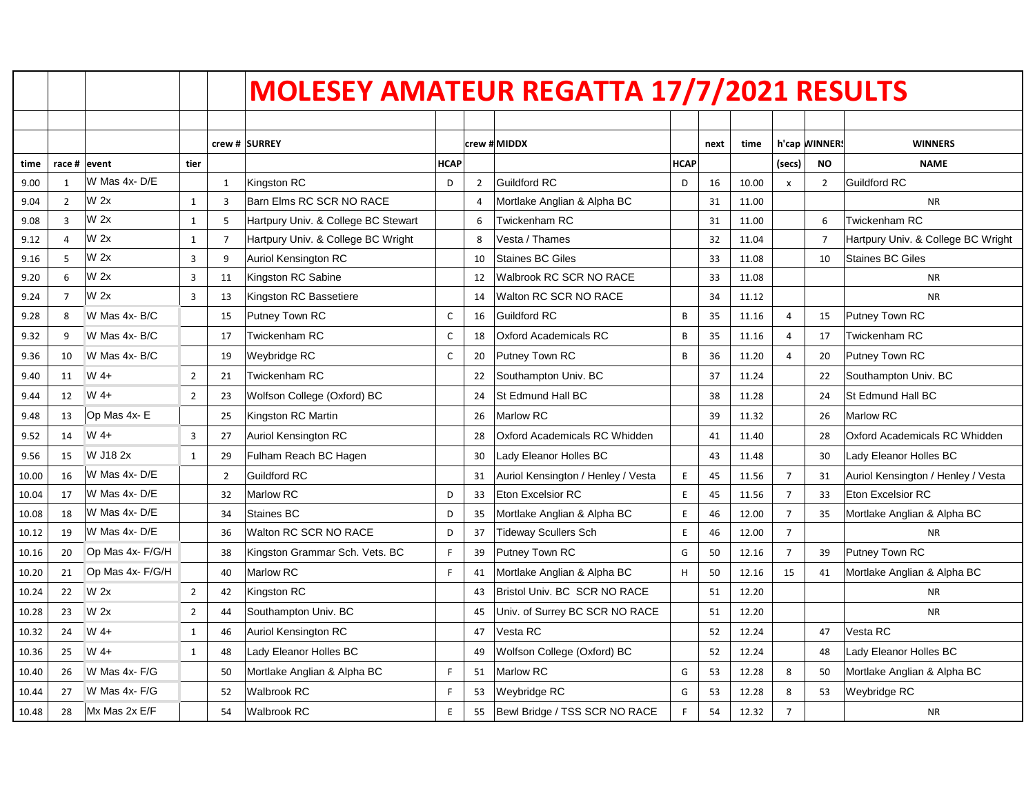# MOLESEY AMATEUR REGATTA 17/7/2021 RESULTS

| time | race # | event | tier | crew # | SURREY | HCAP | crew # | MIDDX | HCAP | next | time | h'cap (secs) | WINNERS NO | WINNERS NAME |
|---|---|---|---|---|---|---|---|---|---|---|---|---|---|---|
| 9.00 | 1 | W Mas 4x- D/E | | 1 | Kingston RC | D | 2 | Guildford RC | D | 16 | 10.00 | x | 2 | Guildford RC |
| 9.04 | 2 | W 2x | 1 | 3 | Barn Elms RC SCR NO RACE | | 4 | Mortlake Anglian & Alpha BC | | 31 | 11.00 | | | NR |
| 9.08 | 3 | W 2x | 1 | 5 | Hartpury Univ. & College BC Stewart | | 6 | Twickenham RC | | 31 | 11.00 | | 6 | Twickenham RC |
| 9.12 | 4 | W 2x | 1 | 7 | Hartpury Univ. & College BC Wright | | 8 | Vesta / Thames | | 32 | 11.04 | | 7 | Hartpury Univ. & College BC Wright |
| 9.16 | 5 | W 2x | 3 | 9 | Auriol Kensington RC | | 10 | Staines BC Giles | | 33 | 11.08 | | 10 | Staines BC Giles |
| 9.20 | 6 | W 2x | 3 | 11 | Kingston RC Sabine | | 12 | Walbrook RC SCR NO RACE | | 33 | 11.08 | | | NR |
| 9.24 | 7 | W 2x | 3 | 13 | Kingston RC Bassetiere | | 14 | Walton RC SCR NO RACE | | 34 | 11.12 | | | NR |
| 9.28 | 8 | W Mas 4x- B/C | | 15 | Putney Town RC | C | 16 | Guildford RC | B | 35 | 11.16 | 4 | 15 | Putney Town RC |
| 9.32 | 9 | W Mas 4x- B/C | | 17 | Twickenham RC | C | 18 | Oxford Academicals RC | B | 35 | 11.16 | 4 | 17 | Twickenham RC |
| 9.36 | 10 | W Mas 4x- B/C | | 19 | Weybridge RC | C | 20 | Putney Town RC | B | 36 | 11.20 | 4 | 20 | Putney Town RC |
| 9.40 | 11 | W 4+ | 2 | 21 | Twickenham RC | | 22 | Southampton Univ. BC | | 37 | 11.24 | | 22 | Southampton Univ. BC |
| 9.44 | 12 | W 4+ | 2 | 23 | Wolfson College (Oxford) BC | | 24 | St Edmund Hall BC | | 38 | 11.28 | | 24 | St Edmund Hall BC |
| 9.48 | 13 | Op Mas 4x- E | | 25 | Kingston RC Martin | | 26 | Marlow RC | | 39 | 11.32 | | 26 | Marlow RC |
| 9.52 | 14 | W 4+ | 3 | 27 | Auriol Kensington RC | | 28 | Oxford Academicals RC Whidden | | 41 | 11.40 | | 28 | Oxford Academicals RC Whidden |
| 9.56 | 15 | W J18 2x | 1 | 29 | Fulham Reach BC Hagen | | 30 | Lady Eleanor Holles BC | | 43 | 11.48 | | 30 | Lady Eleanor Holles BC |
| 10.00 | 16 | W Mas 4x- D/E | | 2 | Guildford RC | | 31 | Auriol Kensington / Henley / Vesta | E | 45 | 11.56 | 7 | 31 | Auriol Kensington / Henley / Vesta |
| 10.04 | 17 | W Mas 4x- D/E | | 32 | Marlow RC | D | 33 | Eton Excelsior RC | E | 45 | 11.56 | 7 | 33 | Eton Excelsior RC |
| 10.08 | 18 | W Mas 4x- D/E | | 34 | Staines BC | D | 35 | Mortlake Anglian & Alpha BC | E | 46 | 12.00 | 7 | 35 | Mortlake Anglian & Alpha BC |
| 10.12 | 19 | W Mas 4x- D/E | | 36 | Walton RC SCR NO RACE | D | 37 | Tideway Scullers Sch | E | 46 | 12.00 | 7 | | NR |
| 10.16 | 20 | Op Mas 4x- F/G/H | | 38 | Kingston Grammar Sch. Vets. BC | F | 39 | Putney Town RC | G | 50 | 12.16 | 7 | 39 | Putney Town RC |
| 10.20 | 21 | Op Mas 4x- F/G/H | | 40 | Marlow RC | F | 41 | Mortlake Anglian & Alpha BC | H | 50 | 12.16 | 15 | 41 | Mortlake Anglian & Alpha BC |
| 10.24 | 22 | W 2x | 2 | 42 | Kingston RC | | 43 | Bristol Univ. BC SCR NO RACE | | 51 | 12.20 | | | NR |
| 10.28 | 23 | W 2x | 2 | 44 | Southampton Univ. BC | | 45 | Univ. of Surrey BC SCR NO RACE | | 51 | 12.20 | | | NR |
| 10.32 | 24 | W 4+ | 1 | 46 | Auriol Kensington RC | | 47 | Vesta RC | | 52 | 12.24 | | 47 | Vesta RC |
| 10.36 | 25 | W 4+ | 1 | 48 | Lady Eleanor Holles BC | | 49 | Wolfson College (Oxford) BC | | 52 | 12.24 | | 48 | Lady Eleanor Holles BC |
| 10.40 | 26 | W Mas 4x- F/G | | 50 | Mortlake Anglian & Alpha BC | F | 51 | Marlow RC | G | 53 | 12.28 | 8 | 50 | Mortlake Anglian & Alpha BC |
| 10.44 | 27 | W Mas 4x- F/G | | 52 | Walbrook RC | F | 53 | Weybridge RC | G | 53 | 12.28 | 8 | 53 | Weybridge RC |
| 10.48 | 28 | Mx Mas 2x E/F | | 54 | Walbrook RC | E | 55 | Bewl Bridge / TSS SCR NO RACE | F | 54 | 12.32 | 7 | | NR |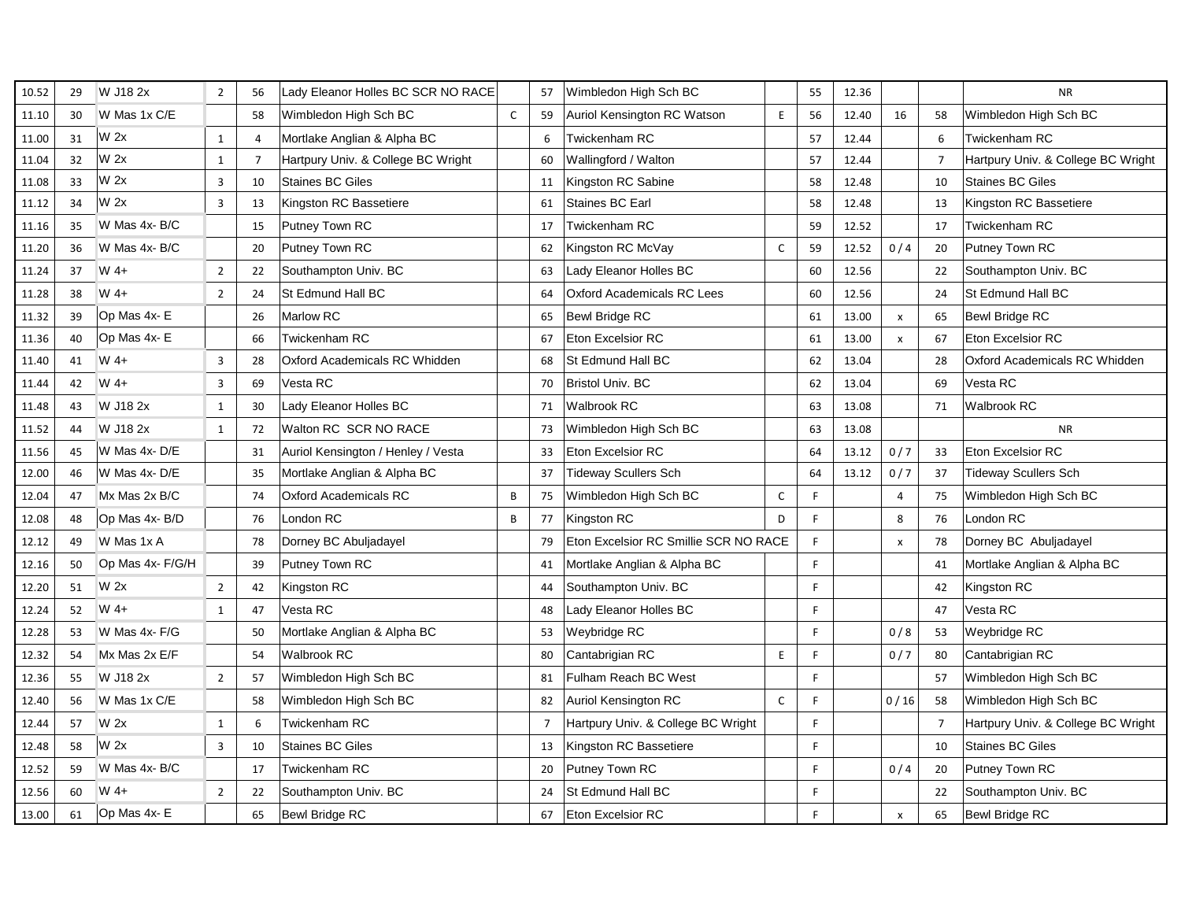| | | | | | | | | | | | | | | |
|---|---|---|---|---|---|---|---|---|---|---|---|---|---|---|
| 10.52 | 29 | W J18 2x | 2 | 56 | Lady Eleanor Holles BC SCR NO RACE | | 57 | Wimbledon High Sch BC | | 55 | 12.36 | | | NR |
| 11.10 | 30 | W Mas 1x C/E | | 58 | Wimbledon High Sch BC | C | 59 | Auriol Kensington RC Watson | E | 56 | 12.40 | 16 | 58 | Wimbledon High Sch BC |
| 11.00 | 31 | W 2x | 1 | 4 | Mortlake Anglian & Alpha BC | | 6 | Twickenham RC | | 57 | 12.44 | | 6 | Twickenham RC |
| 11.04 | 32 | W 2x | 1 | 7 | Hartpury Univ. & College BC Wright | | 60 | Wallingford / Walton | | 57 | 12.44 | | 7 | Hartpury Univ. & College BC Wright |
| 11.08 | 33 | W 2x | 3 | 10 | Staines BC Giles | | 11 | Kingston RC Sabine | | 58 | 12.48 | | 10 | Staines BC Giles |
| 11.12 | 34 | W 2x | 3 | 13 | Kingston RC Bassetiere | | 61 | Staines BC Earl | | 58 | 12.48 | | 13 | Kingston RC Bassetiere |
| 11.16 | 35 | W Mas 4x- B/C | | 15 | Putney Town RC | | 17 | Twickenham RC | | 59 | 12.52 | | 17 | Twickenham RC |
| 11.20 | 36 | W Mas 4x- B/C | | 20 | Putney Town RC | | 62 | Kingston RC McVay | C | 59 | 12.52 | 0 / 4 | 20 | Putney Town RC |
| 11.24 | 37 | W 4+ | 2 | 22 | Southampton Univ. BC | | 63 | Lady Eleanor Holles BC | | 60 | 12.56 | | 22 | Southampton Univ. BC |
| 11.28 | 38 | W 4+ | 2 | 24 | St Edmund Hall BC | | 64 | Oxford Academicals RC Lees | | 60 | 12.56 | | 24 | St Edmund Hall BC |
| 11.32 | 39 | Op Mas 4x- E | | 26 | Marlow RC | | 65 | Bewl Bridge RC | | 61 | 13.00 | x | 65 | Bewl Bridge RC |
| 11.36 | 40 | Op Mas 4x- E | | 66 | Twickenham RC | | 67 | Eton Excelsior RC | | 61 | 13.00 | x | 67 | Eton Excelsior RC |
| 11.40 | 41 | W 4+ | 3 | 28 | Oxford Academicals RC Whidden | | 68 | St Edmund Hall BC | | 62 | 13.04 | | 28 | Oxford Academicals RC Whidden |
| 11.44 | 42 | W 4+ | 3 | 69 | Vesta RC | | 70 | Bristol Univ. BC | | 62 | 13.04 | | 69 | Vesta RC |
| 11.48 | 43 | W J18 2x | 1 | 30 | Lady Eleanor Holles BC | | 71 | Walbrook RC | | 63 | 13.08 | | 71 | Walbrook RC |
| 11.52 | 44 | W J18 2x | 1 | 72 | Walton RC SCR NO RACE | | 73 | Wimbledon High Sch BC | | 63 | 13.08 | | | NR |
| 11.56 | 45 | W Mas 4x- D/E | | 31 | Auriol Kensington / Henley / Vesta | | 33 | Eton Excelsior RC | | 64 | 13.12 | 0 / 7 | 33 | Eton Excelsior RC |
| 12.00 | 46 | W Mas 4x- D/E | | 35 | Mortlake Anglian & Alpha BC | | 37 | Tideway Scullers Sch | | 64 | 13.12 | 0 / 7 | 37 | Tideway Scullers Sch |
| 12.04 | 47 | Mx Mas 2x B/C | | 74 | Oxford Academicals RC | B | 75 | Wimbledon High Sch BC | C | F | | 4 | 75 | Wimbledon High Sch BC |
| 12.08 | 48 | Op Mas 4x- B/D | | 76 | London RC | B | 77 | Kingston RC | D | F | | 8 | 76 | London RC |
| 12.12 | 49 | W Mas 1x A | | 78 | Dorney BC Abuljadayel | | 79 | Eton Excelsior RC Smillie SCR NO RACE | | F | | x | 78 | Dorney BC Abuljadayel |
| 12.16 | 50 | Op Mas 4x- F/G/H | | 39 | Putney Town RC | | 41 | Mortlake Anglian & Alpha BC | | F | | | 41 | Mortlake Anglian & Alpha BC |
| 12.20 | 51 | W 2x | 2 | 42 | Kingston RC | | 44 | Southampton Univ. BC | | F | | | 42 | Kingston RC |
| 12.24 | 52 | W 4+ | 1 | 47 | Vesta RC | | 48 | Lady Eleanor Holles BC | | F | | | 47 | Vesta RC |
| 12.28 | 53 | W Mas 4x- F/G | | 50 | Mortlake Anglian & Alpha BC | | 53 | Weybridge RC | | F | | 0 / 8 | 53 | Weybridge RC |
| 12.32 | 54 | Mx Mas 2x E/F | | 54 | Walbrook RC | | 80 | Cantabrigian RC | E | F | | 0 / 7 | 80 | Cantabrigian RC |
| 12.36 | 55 | W J18 2x | 2 | 57 | Wimbledon High Sch BC | | 81 | Fulham Reach BC West | | F | | | 57 | Wimbledon High Sch BC |
| 12.40 | 56 | W Mas 1x C/E | | 58 | Wimbledon High Sch BC | | 82 | Auriol Kensington RC | C | F | | 0 / 16 | 58 | Wimbledon High Sch BC |
| 12.44 | 57 | W 2x | 1 | 6 | Twickenham RC | | 7 | Hartpury Univ. & College BC Wright | | F | | | 7 | Hartpury Univ. & College BC Wright |
| 12.48 | 58 | W 2x | 3 | 10 | Staines BC Giles | | 13 | Kingston RC Bassetiere | | F | | | 10 | Staines BC Giles |
| 12.52 | 59 | W Mas 4x- B/C | | 17 | Twickenham RC | | 20 | Putney Town RC | | F | | 0 / 4 | 20 | Putney Town RC |
| 12.56 | 60 | W 4+ | 2 | 22 | Southampton Univ. BC | | 24 | St Edmund Hall BC | | F | | | 22 | Southampton Univ. BC |
| 13.00 | 61 | Op Mas 4x- E | | 65 | Bewl Bridge RC | | 67 | Eton Excelsior RC | | F | | x | 65 | Bewl Bridge RC |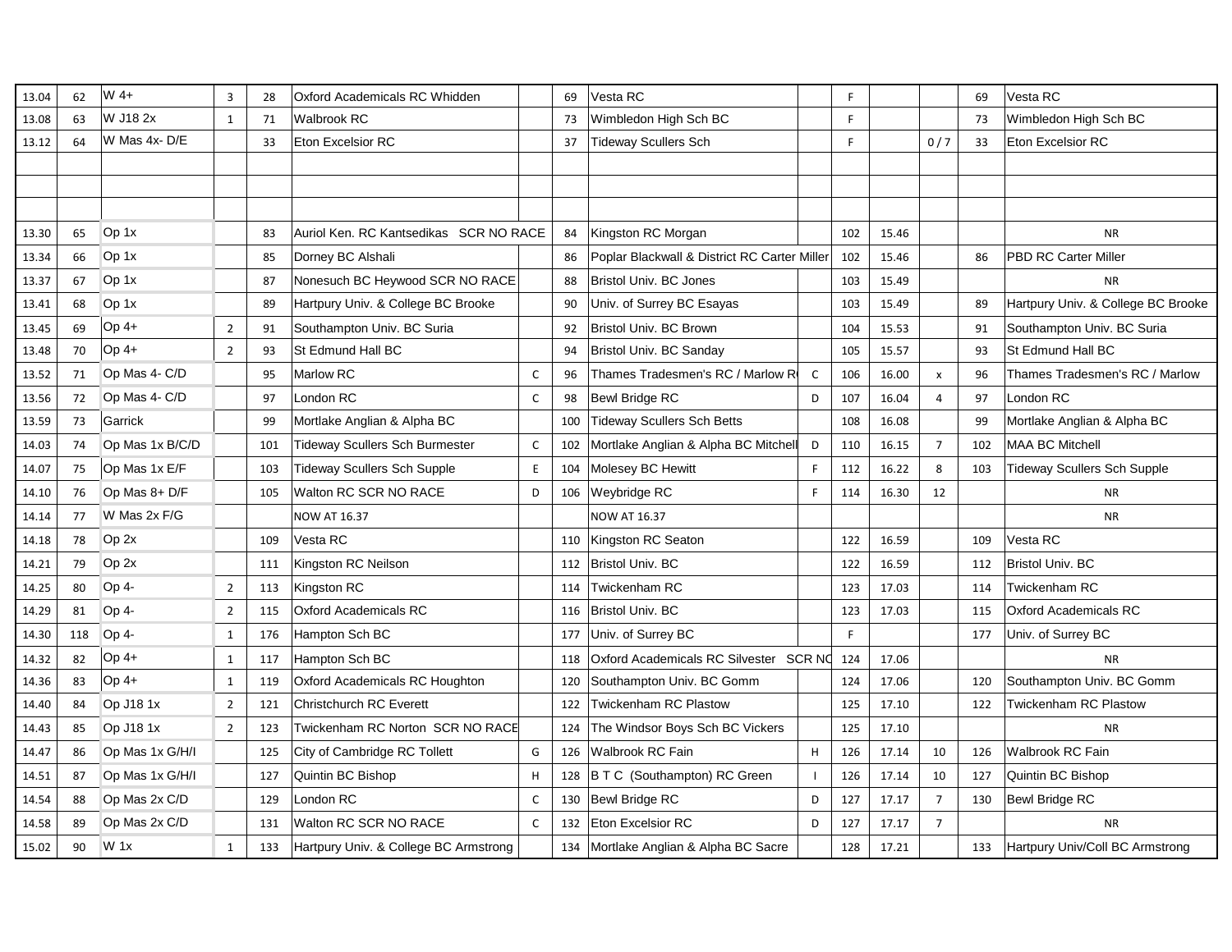| | | | | | | | | | | | | | | | |
|---|---|---|---|---|---|---|---|---|---|---|---|---|---|---|---|
| 13.04 | 62 | W 4+ | 3 | 28 | Oxford Academicals RC Whidden | | 69 | Vesta RC | | F | | | 69 | Vesta RC |
| 13.08 | 63 | W J18 2x | 1 | 71 | Walbrook RC | | 73 | Wimbledon High Sch BC | | F | | | 73 | Wimbledon High Sch BC |
| 13.12 | 64 | W Mas 4x- D/E | | 33 | Eton Excelsior RC | | 37 | Tideway Scullers Sch | | F | | 0 / 7 | 33 | Eton Excelsior RC |
| | | | | | | | | | | | | | | |
| | | | | | | | | | | | | | | |
| | | | | | | | | | | | | | | |
| 13.30 | 65 | Op 1x | | 83 | Auriol Ken. RC Kantsedikas SCR NO RACE | | 84 | Kingston RC Morgan | | 102 | 15.46 | | | NR |
| 13.34 | 66 | Op 1x | | 85 | Dorney BC Alshali | | 86 | Poplar Blackwall & District RC Carter Miller | | 102 | 15.46 | | 86 | PBD RC Carter Miller |
| 13.37 | 67 | Op 1x | | 87 | Nonesuch BC Heywood SCR NO RACE | | 88 | Bristol Univ. BC Jones | | 103 | 15.49 | | | NR |
| 13.41 | 68 | Op 1x | | 89 | Hartpury Univ. & College BC Brooke | | 90 | Univ. of Surrey BC Esayas | | 103 | 15.49 | | 89 | Hartpury Univ. & College BC Brooke |
| 13.45 | 69 | Op 4+ | 2 | 91 | Southampton Univ. BC Suria | | 92 | Bristol Univ. BC Brown | | 104 | 15.53 | | 91 | Southampton Univ. BC Suria |
| 13.48 | 70 | Op 4+ | 2 | 93 | St Edmund Hall BC | | 94 | Bristol Univ. BC Sanday | | 105 | 15.57 | | 93 | St Edmund Hall BC |
| 13.52 | 71 | Op Mas 4- C/D | | 95 | Marlow RC | C | 96 | Thames Tradesmen's RC / Marlow R | C | 106 | 16.00 | x | 96 | Thames Tradesmen's RC / Marlow |
| 13.56 | 72 | Op Mas 4- C/D | | 97 | London RC | C | 98 | Bewl Bridge RC | D | 107 | 16.04 | 4 | 97 | London RC |
| 13.59 | 73 | Garrick | | 99 | Mortlake Anglian & Alpha BC | | 100 | Tideway Scullers Sch Betts | | 108 | 16.08 | | 99 | Mortlake Anglian & Alpha BC |
| 14.03 | 74 | Op Mas 1x B/C/D | | 101 | Tideway Scullers Sch Burmester | C | 102 | Mortlake Anglian & Alpha BC Mitchell | D | 110 | 16.15 | 7 | 102 | MAA BC Mitchell |
| 14.07 | 75 | Op Mas 1x E/F | | 103 | Tideway Scullers Sch Supple | E | 104 | Molesey BC Hewitt | F | 112 | 16.22 | 8 | 103 | Tideway Scullers Sch Supple |
| 14.10 | 76 | Op Mas 8+ D/F | | 105 | Walton RC SCR NO RACE | D | 106 | Weybridge RC | F | 114 | 16.30 | 12 | | NR |
| 14.14 | 77 | W Mas 2x F/G | | | NOW AT 16.37 | | | NOW AT 16.37 | | | | | | NR |
| 14.18 | 78 | Op 2x | | 109 | Vesta RC | | 110 | Kingston RC Seaton | | 122 | 16.59 | | 109 | Vesta RC |
| 14.21 | 79 | Op 2x | | 111 | Kingston RC Neilson | | 112 | Bristol Univ. BC | | 122 | 16.59 | | 112 | Bristol Univ. BC |
| 14.25 | 80 | Op 4- | 2 | 113 | Kingston RC | | 114 | Twickenham RC | | 123 | 17.03 | | 114 | Twickenham RC |
| 14.29 | 81 | Op 4- | 2 | 115 | Oxford Academicals RC | | 116 | Bristol Univ. BC | | 123 | 17.03 | | 115 | Oxford Academicals RC |
| 14.30 | 118 | Op 4- | 1 | 176 | Hampton Sch BC | | 177 | Univ. of Surrey BC | | F | | | 177 | Univ. of Surrey BC |
| 14.32 | 82 | Op 4+ | 1 | 117 | Hampton Sch BC | | 118 | Oxford Academicals RC Silvester SCR NO | | 124 | 17.06 | | | NR |
| 14.36 | 83 | Op 4+ | 1 | 119 | Oxford Academicals RC Houghton | | 120 | Southampton Univ. BC Gomm | | 124 | 17.06 | | 120 | Southampton Univ. BC Gomm |
| 14.40 | 84 | Op J18 1x | 2 | 121 | Christchurch RC Everett | | 122 | Twickenham RC Plastow | | 125 | 17.10 | | 122 | Twickenham RC Plastow |
| 14.43 | 85 | Op J18 1x | 2 | 123 | Twickenham RC Norton SCR NO RACE | | 124 | The Windsor Boys Sch BC Vickers | | 125 | 17.10 | | | NR |
| 14.47 | 86 | Op Mas 1x G/H/I | | 125 | City of Cambridge RC Tollett | G | 126 | Walbrook RC Fain | H | 126 | 17.14 | 10 | 126 | Walbrook RC Fain |
| 14.51 | 87 | Op Mas 1x G/H/I | | 127 | Quintin BC Bishop | H | 128 | B T C (Southampton) RC Green | I | 126 | 17.14 | 10 | 127 | Quintin BC Bishop |
| 14.54 | 88 | Op Mas 2x C/D | | 129 | London RC | C | 130 | Bewl Bridge RC | D | 127 | 17.17 | 7 | 130 | Bewl Bridge RC |
| 14.58 | 89 | Op Mas 2x C/D | | 131 | Walton RC SCR NO RACE | C | 132 | Eton Excelsior RC | D | 127 | 17.17 | 7 | | NR |
| 15.02 | 90 | W 1x | 1 | 133 | Hartpury Univ. & College BC Armstrong | | 134 | Mortlake Anglian & Alpha BC Sacre | | 128 | 17.21 | | 133 | Hartpury Univ/Coll BC Armstrong |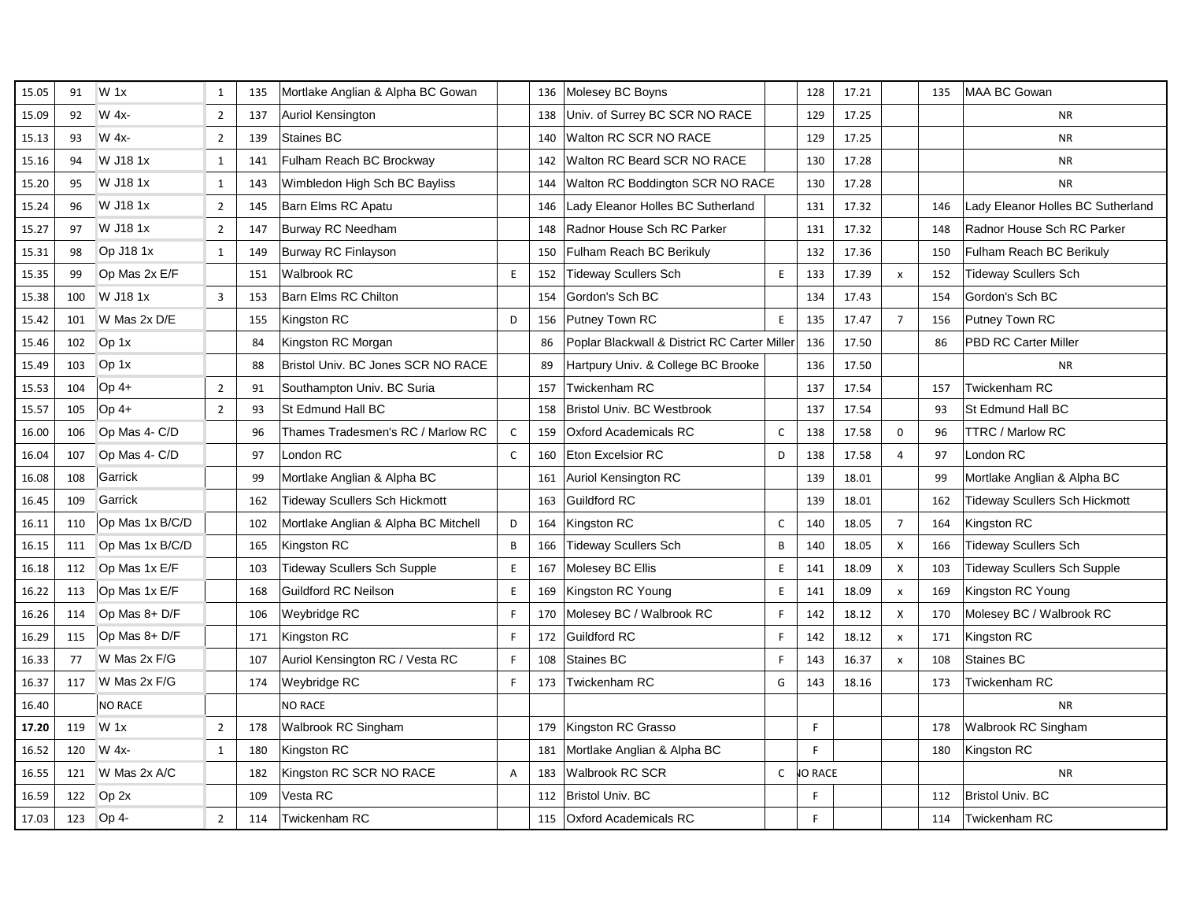| 15.05 | 91 | W 1x | 1 | 135 | Mortlake Anglian & Alpha BC Gowan | | 136 | Molesey BC Boyns | | 128 | 17.21 | | 135 | MAA BC Gowan |
|---|---|---|---|---|---|---|---|---|---|---|---|---|---|---|
| 15.09 | 92 | W 4x- | 2 | 137 | Auriol Kensington | | 138 | Univ. of Surrey BC SCR NO RACE | | 129 | 17.25 | | | NR |
| 15.13 | 93 | W 4x- | 2 | 139 | Staines BC | | 140 | Walton RC SCR NO RACE | | 129 | 17.25 | | | NR |
| 15.16 | 94 | W J18 1x | 1 | 141 | Fulham Reach BC Brockway | | 142 | Walton RC Beard SCR NO RACE | | 130 | 17.28 | | | NR |
| 15.20 | 95 | W J18 1x | 1 | 143 | Wimbledon High Sch BC Bayliss | | 144 | Walton RC Boddington SCR NO RACE | | 130 | 17.28 | | | NR |
| 15.24 | 96 | W J18 1x | 2 | 145 | Barn Elms RC Apatu | | 146 | Lady Eleanor Holles BC Sutherland | | 131 | 17.32 | | 146 | Lady Eleanor Holles BC Sutherland |
| 15.27 | 97 | W J18 1x | 2 | 147 | Burway RC Needham | | 148 | Radnor House Sch RC Parker | | 131 | 17.32 | | 148 | Radnor House Sch RC Parker |
| 15.31 | 98 | Op J18 1x | 1 | 149 | Burway RC Finlayson | | 150 | Fulham Reach BC Berikuly | | 132 | 17.36 | | 150 | Fulham Reach BC Berikuly |
| 15.35 | 99 | Op Mas 2x E/F | | 151 | Walbrook RC | E | 152 | Tideway Scullers Sch | E | 133 | 17.39 | x | 152 | Tideway Scullers Sch |
| 15.38 | 100 | W J18 1x | 3 | 153 | Barn Elms RC Chilton | | 154 | Gordon's Sch BC | | 134 | 17.43 | | 154 | Gordon's Sch BC |
| 15.42 | 101 | W Mas 2x D/E | | 155 | Kingston RC | D | 156 | Putney Town RC | E | 135 | 17.47 | 7 | 156 | Putney Town RC |
| 15.46 | 102 | Op 1x | | 84 | Kingston RC Morgan | | 86 | Poplar Blackwall & District RC Carter Miller | | 136 | 17.50 | | 86 | PBD RC Carter Miller |
| 15.49 | 103 | Op 1x | | 88 | Bristol Univ. BC Jones SCR NO RACE | | 89 | Hartpury Univ. & College BC Brooke | | 136 | 17.50 | | | NR |
| 15.53 | 104 | Op 4+ | 2 | 91 | Southampton Univ. BC Suria | | 157 | Twickenham RC | | 137 | 17.54 | | 157 | Twickenham RC |
| 15.57 | 105 | Op 4+ | 2 | 93 | St Edmund Hall BC | | 158 | Bristol Univ. BC Westbrook | | 137 | 17.54 | | 93 | St Edmund Hall BC |
| 16.00 | 106 | Op Mas 4- C/D | | 96 | Thames Tradesmen's RC / Marlow RC | C | 159 | Oxford Academicals RC | C | 138 | 17.58 | 0 | 96 | TTRC / Marlow RC |
| 16.04 | 107 | Op Mas 4- C/D | | 97 | London RC | C | 160 | Eton Excelsior RC | D | 138 | 17.58 | 4 | 97 | London RC |
| 16.08 | 108 | Garrick | | 99 | Mortlake Anglian & Alpha BC | | 161 | Auriol Kensington RC | | 139 | 18.01 | | 99 | Mortlake Anglian & Alpha BC |
| 16.45 | 109 | Garrick | | 162 | Tideway Scullers Sch Hickmott | | 163 | Guildford RC | | 139 | 18.01 | | 162 | Tideway Scullers Sch Hickmott |
| 16.11 | 110 | Op Mas 1x B/C/D | | 102 | Mortlake Anglian & Alpha BC Mitchell | D | 164 | Kingston RC | C | 140 | 18.05 | 7 | 164 | Kingston RC |
| 16.15 | 111 | Op Mas 1x B/C/D | | 165 | Kingston RC | B | 166 | Tideway Scullers Sch | B | 140 | 18.05 | X | 166 | Tideway Scullers Sch |
| 16.18 | 112 | Op Mas 1x E/F | | 103 | Tideway Scullers Sch Supple | E | 167 | Molesey BC Ellis | E | 141 | 18.09 | X | 103 | Tideway Scullers Sch Supple |
| 16.22 | 113 | Op Mas 1x E/F | | 168 | Guildford RC Neilson | E | 169 | Kingston RC Young | E | 141 | 18.09 | x | 169 | Kingston RC Young |
| 16.26 | 114 | Op Mas 8+ D/F | | 106 | Weybridge RC | F | 170 | Molesey BC / Walbrook RC | F | 142 | 18.12 | X | 170 | Molesey BC / Walbrook RC |
| 16.29 | 115 | Op Mas 8+ D/F | | 171 | Kingston RC | F | 172 | Guildford RC | F | 142 | 18.12 | x | 171 | Kingston RC |
| 16.33 | 77 | W Mas 2x F/G | | 107 | Auriol Kensington RC / Vesta RC | F | 108 | Staines BC | F | 143 | 16.37 | x | 108 | Staines BC |
| 16.37 | 117 | W Mas 2x F/G | | 174 | Weybridge RC | F | 173 | Twickenham RC | G | 143 | 18.16 | | 173 | Twickenham RC |
| 16.40 | | NO RACE | | | NO RACE | | | | | | | | | NR |
| **17.20** | 119 | W 1x | 2 | 178 | Walbrook RC Singham | | 179 | Kingston RC Grasso | | F | | | 178 | Walbrook RC Singham |
| 16.52 | 120 | W 4x- | 1 | 180 | Kingston RC | | 181 | Mortlake Anglian & Alpha BC | | F | | | 180 | Kingston RC |
| 16.55 | 121 | W Mas 2x A/C | | 182 | Kingston RC SCR NO RACE | A | 183 | Walbrook RC SCR | C | NO RACE | | | | NR |
| 16.59 | 122 | Op 2x | | 109 | Vesta RC | | 112 | Bristol Univ. BC | | F | | | 112 | Bristol Univ. BC |
| 17.03 | 123 | Op 4- | 2 | 114 | Twickenham RC | | 115 | Oxford Academicals RC | | F | | | 114 | Twickenham RC |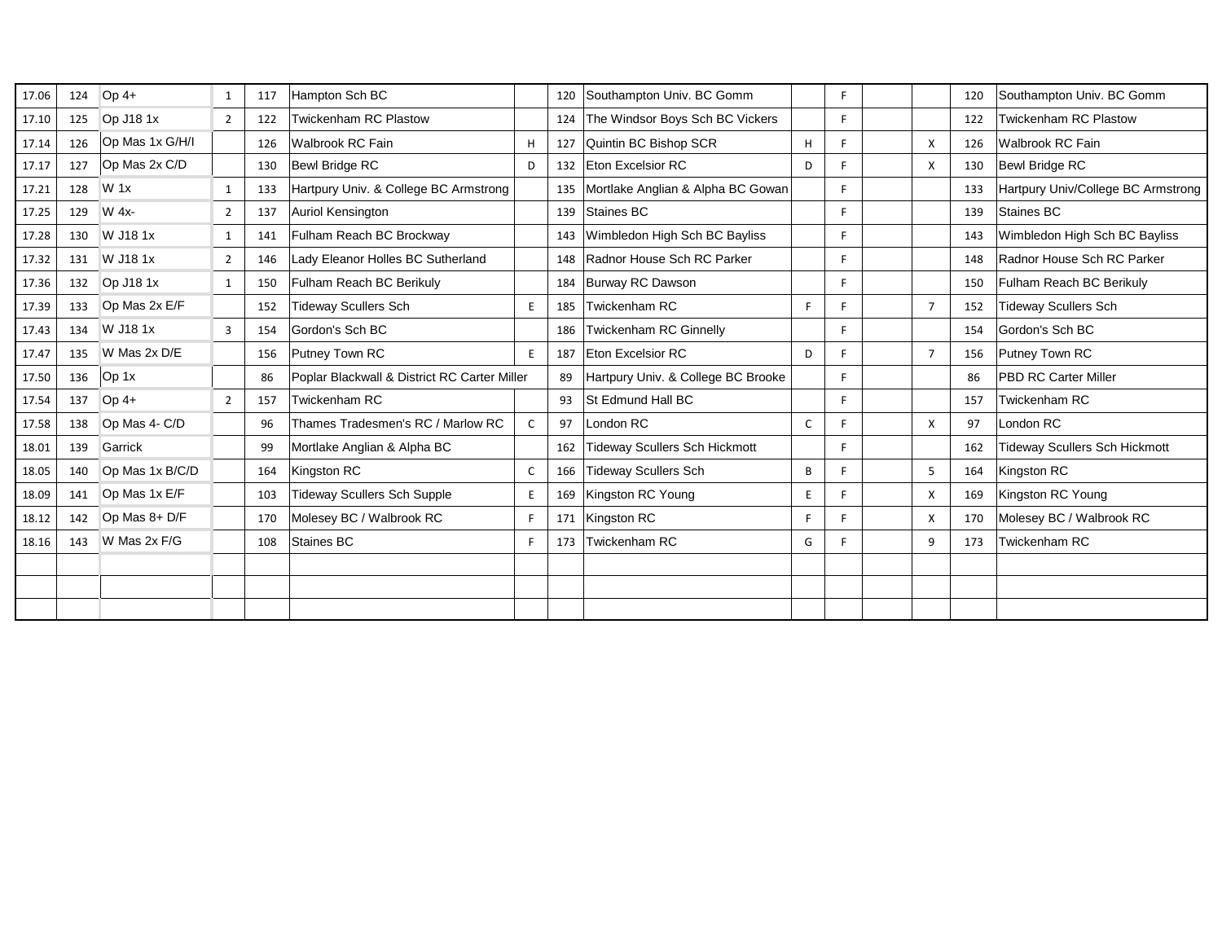| | | | | | | | | | | | | | | | |
|---|---|---|---|---|---|---|---|---|---|---|---|---|---|---|---|
| 17.06 | 124 | Op 4+ | 1 | 117 | Hampton Sch BC | | 120 | Southampton Univ. BC Gomm | | F | | | 120 | Southampton Univ. BC Gomm |
| 17.10 | 125 | Op J18 1x | 2 | 122 | Twickenham RC Plastow | | 124 | The Windsor Boys Sch BC Vickers | | F | | | 122 | Twickenham RC Plastow |
| 17.14 | 126 | Op Mas 1x G/H/I | | 126 | Walbrook RC Fain | H | 127 | Quintin BC Bishop SCR | H | F | | X | 126 | Walbrook RC Fain |
| 17.17 | 127 | Op Mas 2x C/D | | 130 | Bewl Bridge RC | D | 132 | Eton Excelsior RC | D | F | | X | 130 | Bewl Bridge RC |
| 17.21 | 128 | W 1x | 1 | 133 | Hartpury Univ. & College BC Armstrong | | 135 | Mortlake Anglian & Alpha BC Gowan | | F | | | 133 | Hartpury Univ/College BC Armstrong |
| 17.25 | 129 | W 4x- | 2 | 137 | Auriol Kensington | | 139 | Staines BC | | F | | | 139 | Staines BC |
| 17.28 | 130 | W J18 1x | 1 | 141 | Fulham Reach BC Brockway | | 143 | Wimbledon High Sch BC Bayliss | | F | | | 143 | Wimbledon High Sch BC Bayliss |
| 17.32 | 131 | W J18 1x | 2 | 146 | Lady Eleanor Holles BC Sutherland | | 148 | Radnor House Sch RC Parker | | F | | | 148 | Radnor House Sch RC Parker |
| 17.36 | 132 | Op J18 1x | 1 | 150 | Fulham Reach BC Berikuly | | 184 | Burway RC Dawson | | F | | | 150 | Fulham Reach BC Berikuly |
| 17.39 | 133 | Op Mas 2x E/F | | 152 | Tideway Scullers Sch | E | 185 | Twickenham RC | F | F | | 7 | 152 | Tideway Scullers Sch |
| 17.43 | 134 | W J18 1x | 3 | 154 | Gordon's Sch BC | | 186 | Twickenham RC Ginnelly | | F | | | 154 | Gordon's Sch BC |
| 17.47 | 135 | W Mas 2x D/E | | 156 | Putney Town RC | E | 187 | Eton Excelsior RC | D | F | | 7 | 156 | Putney Town RC |
| 17.50 | 136 | Op 1x | | 86 | Poplar Blackwall & District RC Carter Miller | | 89 | Hartpury Univ. & College BC Brooke | | F | | | 86 | PBD RC Carter Miller |
| 17.54 | 137 | Op 4+ | 2 | 157 | Twickenham RC | | 93 | St Edmund Hall BC | | F | | | 157 | Twickenham RC |
| 17.58 | 138 | Op Mas 4- C/D | | 96 | Thames Tradesmen's RC / Marlow RC | C | 97 | London RC | C | F | | X | 97 | London RC |
| 18.01 | 139 | Garrick | | 99 | Mortlake Anglian & Alpha BC | | 162 | Tideway Scullers Sch Hickmott | | F | | | 162 | Tideway Scullers Sch Hickmott |
| 18.05 | 140 | Op Mas 1x B/C/D | | 164 | Kingston RC | C | 166 | Tideway Scullers Sch | B | F | | 5 | 164 | Kingston RC |
| 18.09 | 141 | Op Mas 1x E/F | | 103 | Tideway Scullers Sch Supple | E | 169 | Kingston RC Young | E | F | | X | 169 | Kingston RC Young |
| 18.12 | 142 | Op Mas 8+ D/F | | 170 | Molesey BC / Walbrook RC | F | 171 | Kingston RC | F | F | | X | 170 | Molesey BC / Walbrook RC |
| 18.16 | 143 | W Mas 2x F/G | | 108 | Staines BC | F | 173 | Twickenham RC | G | F | | 9 | 173 | Twickenham RC |
| | | | | | | | | | | | | | | |
| | | | | | | | | | | | | | | |
| | | | | | | | | | | | | | | |